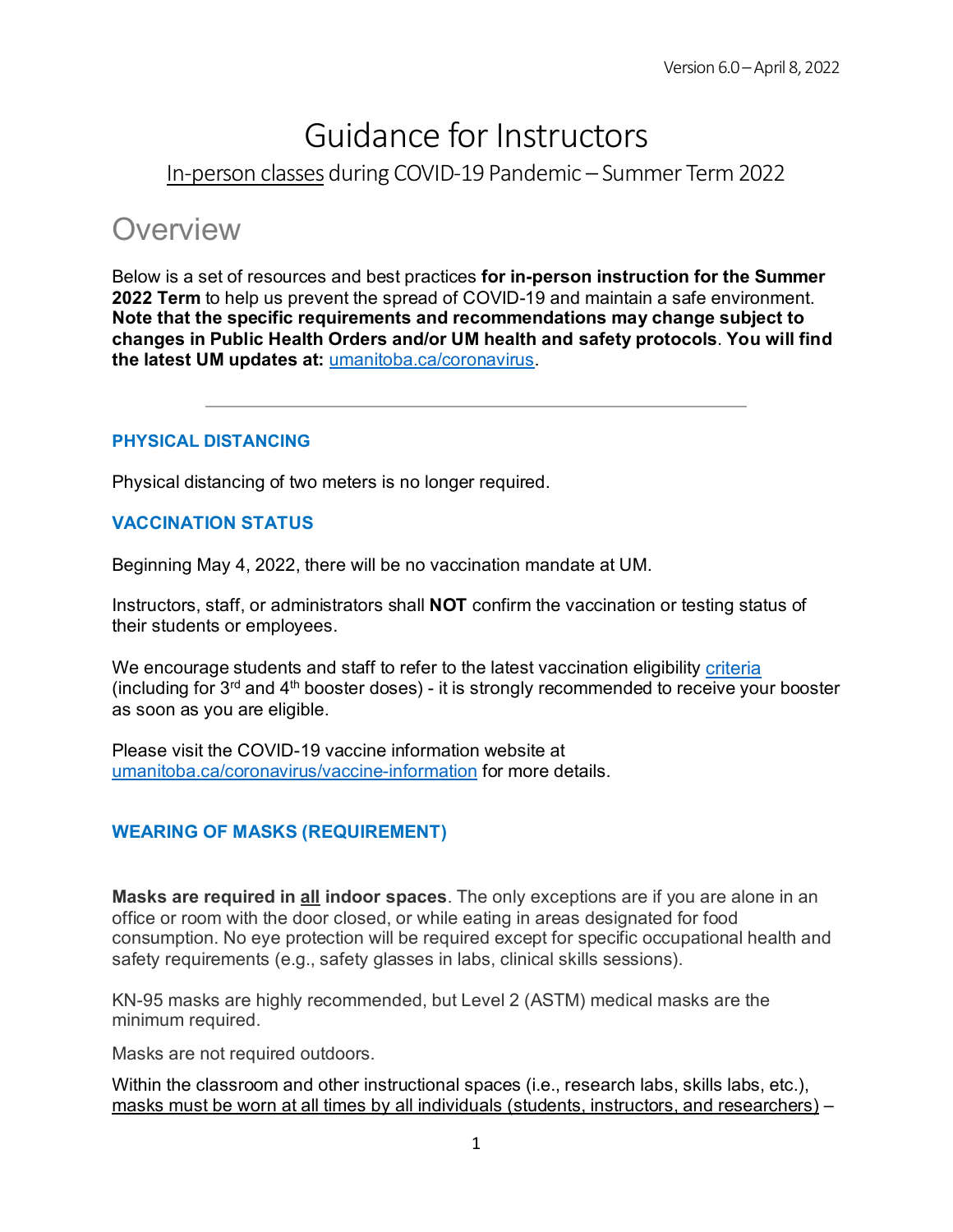Version 6.0 – April 8, 2022

# Guidance for Instructors

## In-person classes during COVID-19 Pandemic – Summer Term 2022

## Overview

Below is a set of resources and best practices **for in-person instruction for the Summer 2022 Term** to help us prevent the spread of COVID-19 and maintain a safe environment. **Note that the specific requirements and recommendations may change subject to changes in Public Health Orders and/or UM health and safety protocols**. **You will find the latest UM updates at:** [umanitoba.ca/coronavirus](umanitoba.ca/coronavirus).

---

### PHYSICAL DISTANCING

Physical distancing of two meters is no longer required.

### VACCINATION STATUS

Beginning May 4, 2022, there will be no vaccination mandate at UM.

Instructors, staff, or administrators shall **NOT** confirm the vaccination or testing status of their students or employees.

We encourage students and staff to refer to the latest vaccination eligibility criteria (including for 3rd and 4th booster doses) - it is strongly recommended to receive your booster as soon as you are eligible.

Please visit the COVID-19 vaccine information website at [umanitoba.ca/coronavirus/vaccine-information](umanitoba.ca/coronavirus/vaccine-information) for more details.

### WEARING OF MASKS (REQUIREMENT)

**Masks are required in all indoor spaces**. The only exceptions are if you are alone in an office or room with the door closed, or while eating in areas designated for food consumption. No eye protection will be required except for specific occupational health and safety requirements (e.g., safety glasses in labs, clinical skills sessions).

KN-95 masks are highly recommended, but Level 2 (ASTM) medical masks are the minimum required.

Masks are not required outdoors.

Within the classroom and other instructional spaces (i.e., research labs, skills labs, etc.), masks must be worn at all times by all individuals (students, instructors, and researchers) –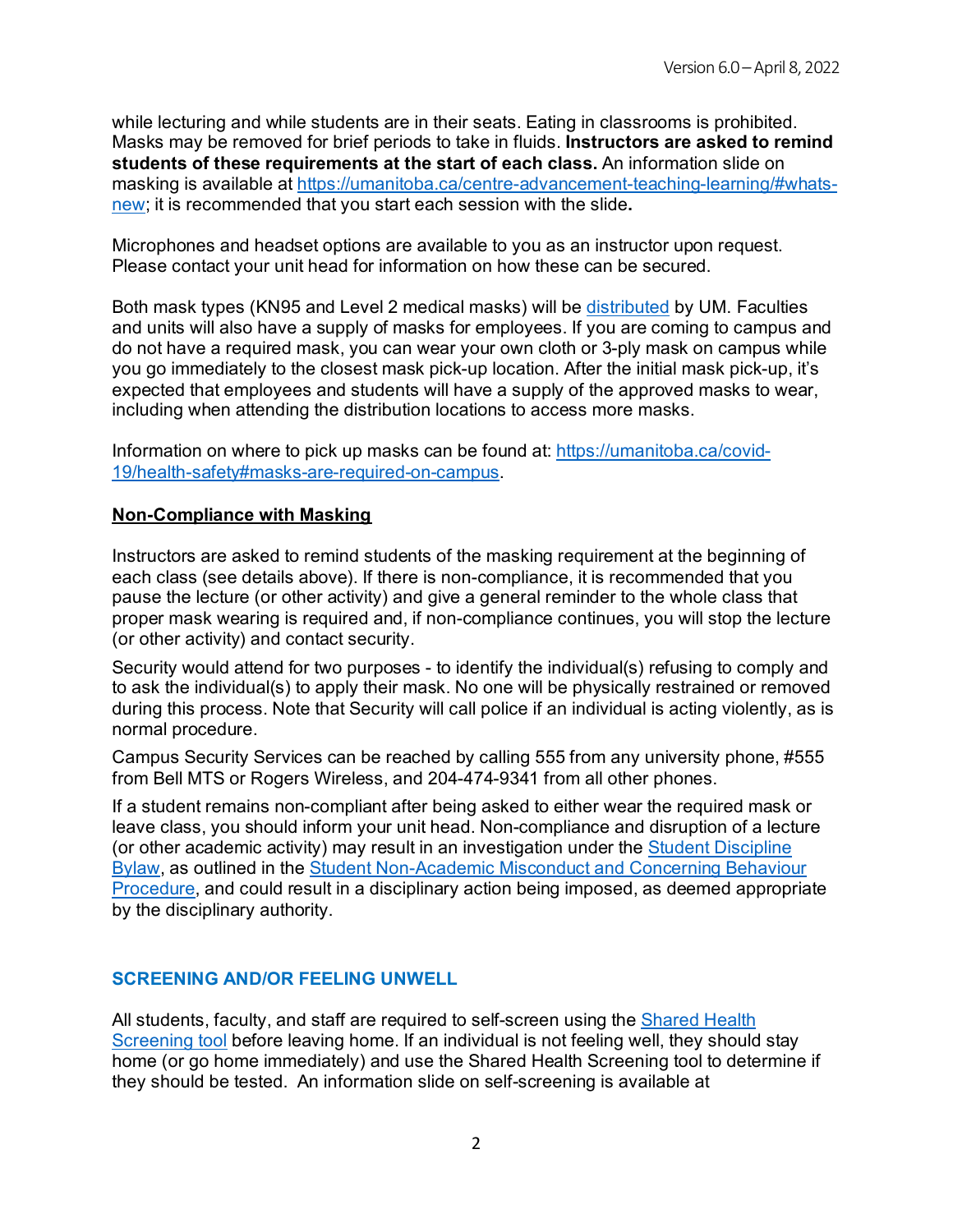while lecturing and while students are in their seats. Eating in classrooms is prohibited. Masks may be removed for brief periods to take in fluids. **Instructors are asked to remind students of these requirements at the start of each class.** An information slide on masking is available at [https://umanitoba.ca/centre-advancement-teaching-learning/#whats-new](https://umanitoba.ca/centre-advancement-teaching-learning/#whats-new); it is recommended that you start each session with the slide**.**

Microphones and headset options are available to you as an instructor upon request. Please contact your unit head for information on how these can be secured.

Both mask types (KN95 and Level 2 medical masks) will be distributed by UM. Faculties and units will also have a supply of masks for employees. If you are coming to campus and do not have a required mask, you can wear your own cloth or 3-ply mask on campus while you go immediately to the closest mask pick-up location. After the initial mask pick-up, it's expected that employees and students will have a supply of the approved masks to wear, including when attending the distribution locations to access more masks.

Information on where to pick up masks can be found at: [https://umanitoba.ca/covid-19/health-safety#masks-are-required-on-campus](https://umanitoba.ca/covid-19/health-safety#masks-are-required-on-campus).

## Non-Compliance with Masking

Instructors are asked to remind students of the masking requirement at the beginning of each class (see details above). If there is non-compliance, it is recommended that you pause the lecture (or other activity) and give a general reminder to the whole class that proper mask wearing is required and, if non-compliance continues, you will stop the lecture (or other activity) and contact security.

Security would attend for two purposes - to identify the individual(s) refusing to comply and to ask the individual(s) to apply their mask. No one will be physically restrained or removed during this process. Note that Security will call police if an individual is acting violently, as is normal procedure.

Campus Security Services can be reached by calling 555 from any university phone, #555 from Bell MTS or Rogers Wireless, and 204-474-9341 from all other phones.

If a student remains non-compliant after being asked to either wear the required mask or leave class, you should inform your unit head. Non-compliance and disruption of a lecture (or other academic activity) may result in an investigation under the Student Discipline Bylaw, as outlined in the Student Non-Academic Misconduct and Concerning Behaviour Procedure, and could result in a disciplinary action being imposed, as deemed appropriate by the disciplinary authority.

## SCREENING AND/OR FEELING UNWELL

All students, faculty, and staff are required to self-screen using the Shared Health Screening tool before leaving home. If an individual is not feeling well, they should stay home (or go home immediately) and use the Shared Health Screening tool to determine if they should be tested. An information slide on self-screening is available at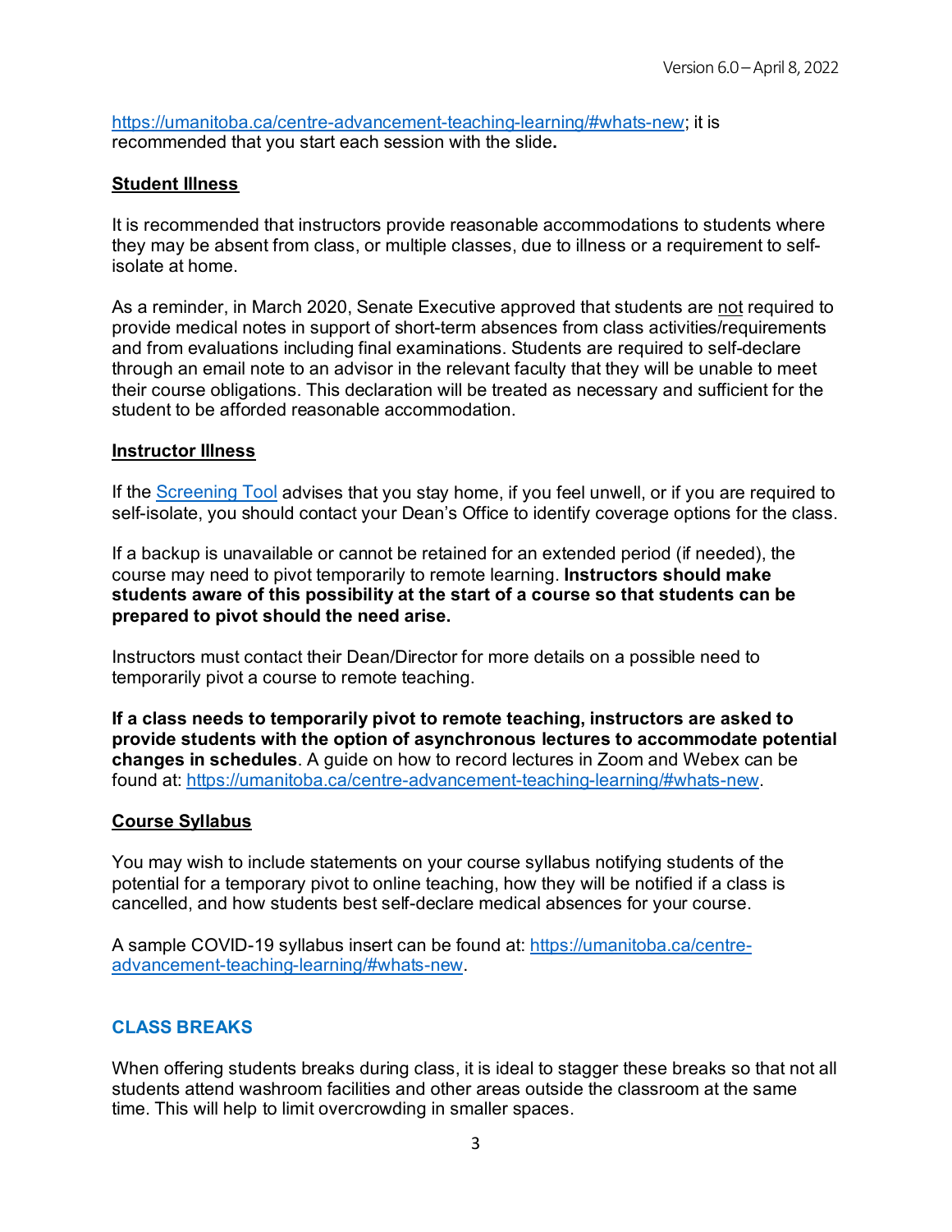https://umanitoba.ca/centre-advancement-teaching-learning/#whats-new; it is recommended that you start each session with the slide**.**

**Student Illness**

It is recommended that instructors provide reasonable accommodations to students where they may be absent from class, or multiple classes, due to illness or a requirement to self-isolate at home.

As a reminder, in March 2020, Senate Executive approved that students are not required to provide medical notes in support of short-term absences from class activities/requirements and from evaluations including final examinations. Students are required to self-declare through an email note to an advisor in the relevant faculty that they will be unable to meet their course obligations. This declaration will be treated as necessary and sufficient for the student to be afforded reasonable accommodation.

**Instructor Illness**

If the Screening Tool advises that you stay home, if you feel unwell, or if you are required to self-isolate, you should contact your Dean's Office to identify coverage options for the class.

If a backup is unavailable or cannot be retained for an extended period (if needed), the course may need to pivot temporarily to remote learning. **Instructors should make students aware of this possibility at the start of a course so that students can be prepared to pivot should the need arise.**

Instructors must contact their Dean/Director for more details on a possible need to temporarily pivot a course to remote teaching.

**If a class needs to temporarily pivot to remote teaching, instructors are asked to provide students with the option of asynchronous lectures to accommodate potential changes in schedules**. A guide on how to record lectures in Zoom and Webex can be found at: https://umanitoba.ca/centre-advancement-teaching-learning/#whats-new.

**Course Syllabus**

You may wish to include statements on your course syllabus notifying students of the potential for a temporary pivot to online teaching, how they will be notified if a class is cancelled, and how students best self-declare medical absences for your course.

A sample COVID-19 syllabus insert can be found at: https://umanitoba.ca/centre-advancement-teaching-learning/#whats-new.

## CLASS BREAKS

When offering students breaks during class, it is ideal to stagger these breaks so that not all students attend washroom facilities and other areas outside the classroom at the same time. This will help to limit overcrowding in smaller spaces.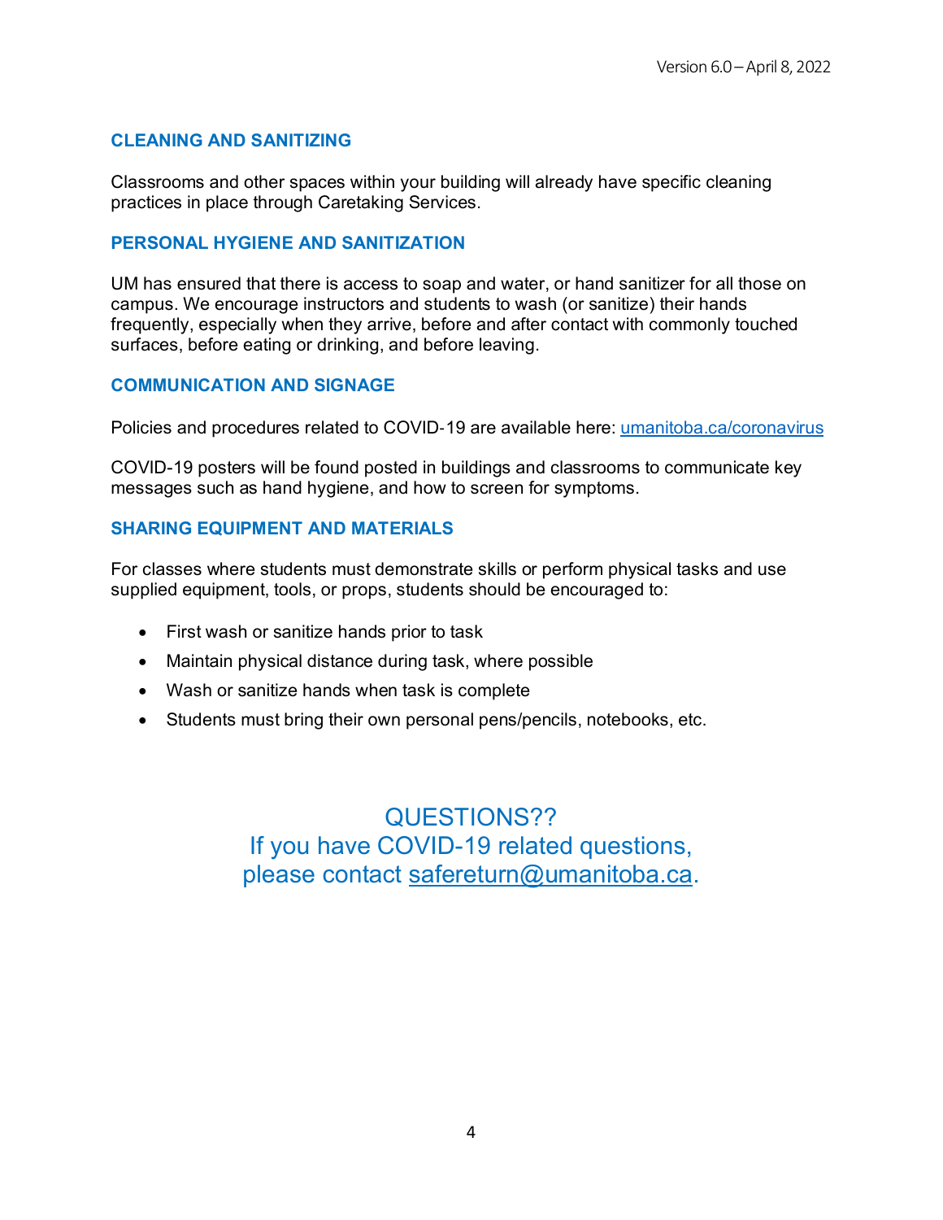## CLEANING AND SANITIZING

Classrooms and other spaces within your building will already have specific cleaning practices in place through Caretaking Services.

## PERSONAL HYGIENE AND SANITIZATION

UM has ensured that there is access to soap and water, or hand sanitizer for all those on campus. We encourage instructors and students to wash (or sanitize) their hands frequently, especially when they arrive, before and after contact with commonly touched surfaces, before eating or drinking, and before leaving.

## COMMUNICATION AND SIGNAGE

Policies and procedures related to COVID-19 are available here: [umanitoba.ca/coronavirus](umanitoba.ca/coronavirus)

COVID-19 posters will be found posted in buildings and classrooms to communicate key messages such as hand hygiene, and how to screen for symptoms.

## SHARING EQUIPMENT AND MATERIALS

For classes where students must demonstrate skills or perform physical tasks and use supplied equipment, tools, or props, students should be encouraged to:

- First wash or sanitize hands prior to task
- Maintain physical distance during task, where possible
- Wash or sanitize hands when task is complete
- Students must bring their own personal pens/pencils, notebooks, etc.

QUESTIONS??
If you have COVID-19 related questions, please contact [safereturn@umanitoba.ca](mailto:safereturn@umanitoba.ca).